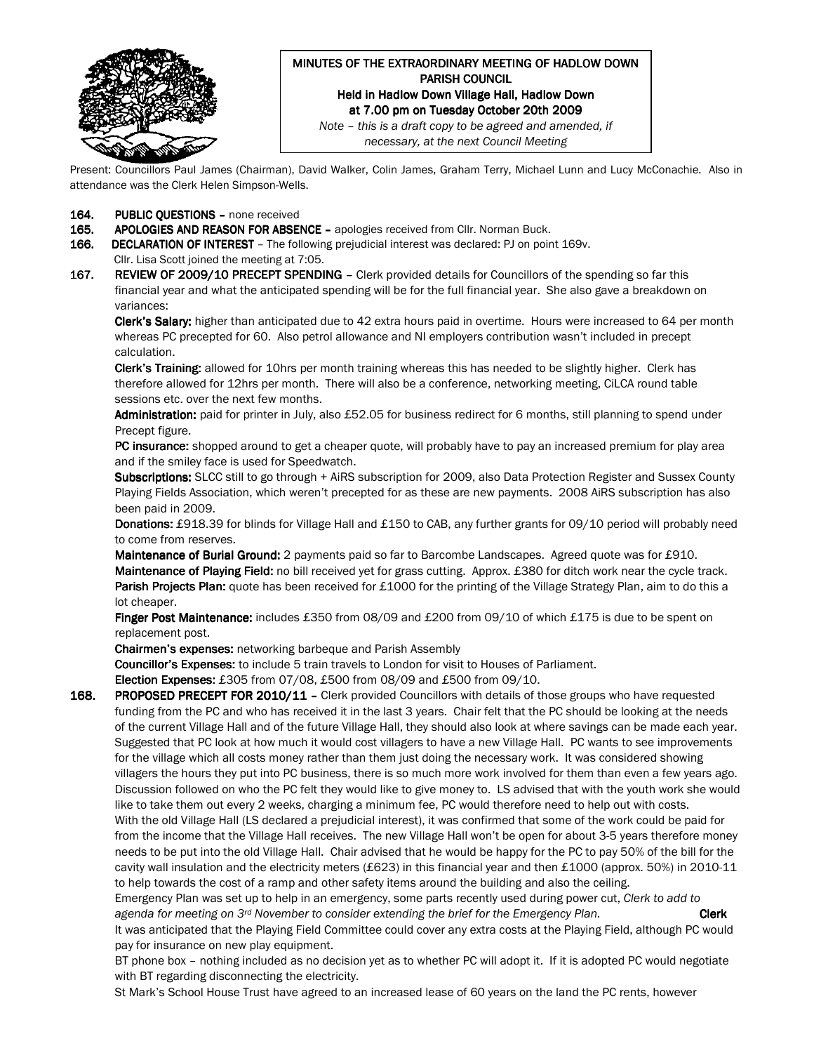**MINUTES OF THE EXTRAORDINARY MEETING OF HADLOW DOWN PARISH COUNCIL**
**Held in Hadlow Down Village Hall, Hadlow Down**
**at 7.00 pm on Tuesday October 20th 2009**

*Note – this is a draft copy to be agreed and amended, if necessary, at the next Council Meeting*

Present: Councillors Paul James (Chairman), David Walker, Colin James, Graham Terry, Michael Lunn and Lucy McConachie. Also in attendance was the Clerk Helen Simpson-Wells.

**164. PUBLIC QUESTIONS –** none received

**165. APOLOGIES AND REASON FOR ABSENCE –** apologies received from Cllr. Norman Buck.

**166. DECLARATION OF INTEREST** – The following prejudicial interest was declared: PJ on point 169v.
Cllr. Lisa Scott joined the meeting at 7:05.

**167. REVIEW OF 2009/10 PRECEPT SPENDING** – Clerk provided details for Councillors of the spending so far this financial year and what the anticipated spending will be for the full financial year. She also gave a breakdown on variances:

**Clerk's Salary:** higher than anticipated due to 42 extra hours paid in overtime. Hours were increased to 64 per month whereas PC precepted for 60. Also petrol allowance and NI employers contribution wasn't included in precept calculation.

**Clerk's Training:** allowed for 10hrs per month training whereas this has needed to be slightly higher. Clerk has therefore allowed for 12hrs per month. There will also be a conference, networking meeting, CiLCA round table sessions etc. over the next few months.

**Administration:** paid for printer in July, also £52.05 for business redirect for 6 months, still planning to spend under Precept figure.

**PC insurance:** shopped around to get a cheaper quote, will probably have to pay an increased premium for play area and if the smiley face is used for Speedwatch.

**Subscriptions:** SLCC still to go through + AiRS subscription for 2009, also Data Protection Register and Sussex County Playing Fields Association, which weren't precepted for as these are new payments. 2008 AiRS subscription has also been paid in 2009.

**Donations:** £918.39 for blinds for Village Hall and £150 to CAB, any further grants for 09/10 period will probably need to come from reserves.

**Maintenance of Burial Ground:** 2 payments paid so far to Barcombe Landscapes. Agreed quote was for £910.

**Maintenance of Playing Field:** no bill received yet for grass cutting. Approx. £380 for ditch work near the cycle track.

**Parish Projects Plan:** quote has been received for £1000 for the printing of the Village Strategy Plan, aim to do this a lot cheaper.

**Finger Post Maintenance:** includes £350 from 08/09 and £200 from 09/10 of which £175 is due to be spent on replacement post.

**Chairmen's expenses:** networking barbeque and Parish Assembly

**Councillor's Expenses:** to include 5 train travels to London for visit to Houses of Parliament.

**Election Expenses:** £305 from 07/08, £500 from 08/09 and £500 from 09/10.

**168. PROPOSED PRECEPT FOR 2010/11 –** Clerk provided Councillors with details of those groups who have requested funding from the PC and who has received it in the last 3 years. Chair felt that the PC should be looking at the needs of the current Village Hall and of the future Village Hall, they should also look at where savings can be made each year. Suggested that PC look at how much it would cost villagers to have a new Village Hall. PC wants to see improvements for the village which all costs money rather than them just doing the necessary work. It was considered showing villagers the hours they put into PC business, there is so much more work involved for them than even a few years ago. Discussion followed on who the PC felt they would like to give money to. LS advised that with the youth work she would like to take them out every 2 weeks, charging a minimum fee, PC would therefore need to help out with costs.

With the old Village Hall (LS declared a prejudicial interest), it was confirmed that some of the work could be paid for from the income that the Village Hall receives. The new Village Hall won't be open for about 3-5 years therefore money needs to be put into the old Village Hall. Chair advised that he would be happy for the PC to pay 50% of the bill for the cavity wall insulation and the electricity meters (£623) in this financial year and then £1000 (approx. 50%) in 2010-11 to help towards the cost of a ramp and other safety items around the building and also the ceiling.

Emergency Plan was set up to help in an emergency, some parts recently used during power cut, *Clerk to add to agenda for meeting on 3rd November to consider extending the brief for the Emergency Plan.* **Clerk**

It was anticipated that the Playing Field Committee could cover any extra costs at the Playing Field, although PC would pay for insurance on new play equipment.

BT phone box – nothing included as no decision yet as to whether PC will adopt it. If it is adopted PC would negotiate with BT regarding disconnecting the electricity.

St Mark's School House Trust have agreed to an increased lease of 60 years on the land the PC rents, however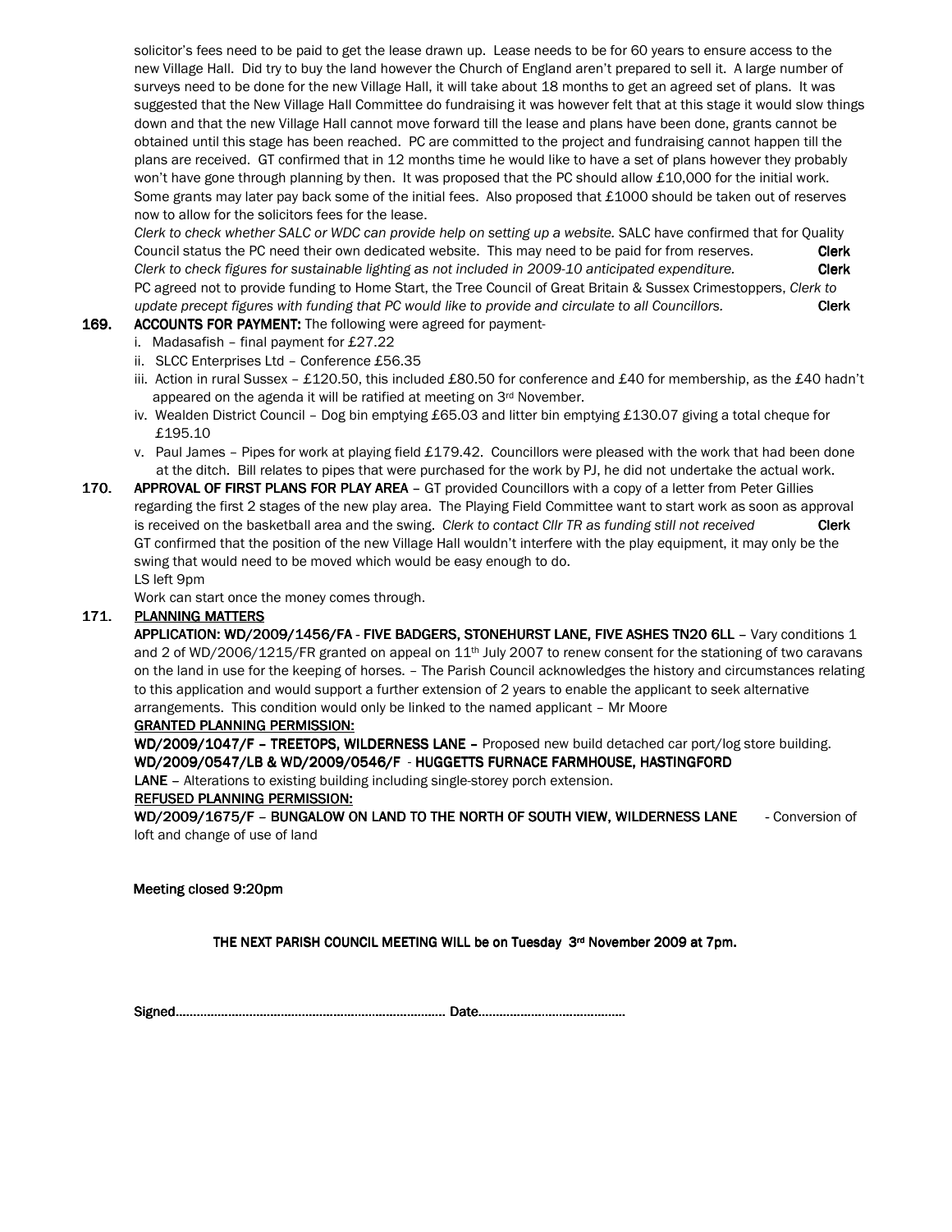solicitor's fees need to be paid to get the lease drawn up. Lease needs to be for 60 years to ensure access to the new Village Hall. Did try to buy the land however the Church of England aren't prepared to sell it. A large number of surveys need to be done for the new Village Hall, it will take about 18 months to get an agreed set of plans. It was suggested that the New Village Hall Committee do fundraising it was however felt that at this stage it would slow things down and that the new Village Hall cannot move forward till the lease and plans have been done, grants cannot be obtained until this stage has been reached. PC are committed to the project and fundraising cannot happen till the plans are received. GT confirmed that in 12 months time he would like to have a set of plans however they probably won't have gone through planning by then. It was proposed that the PC should allow £10,000 for the initial work. Some grants may later pay back some of the initial fees. Also proposed that £1000 should be taken out of reserves now to allow for the solicitors fees for the lease.

*Clerk to check whether SALC or WDC can provide help on setting up a website.* SALC have confirmed that for Quality Council status the PC need their own dedicated website. This may need to be paid for from reserves. **Clerk**

*Clerk to check figures for sustainable lighting as not included in 2009-10 anticipated expenditure.* **Clerk**

PC agreed not to provide funding to Home Start, the Tree Council of Great Britain & Sussex Crimestoppers, *Clerk to update precept figures with funding that PC would like to provide and circulate to all Councillors.* **Clerk**

**169. ACCOUNTS FOR PAYMENT:** The following were agreed for payment-

i. Madasafish – final payment for £27.22
ii. SLCC Enterprises Ltd – Conference £56.35
iii. Action in rural Sussex – £120.50, this included £80.50 for conference and £40 for membership, as the £40 hadn't appeared on the agenda it will be ratified at meeting on 3rd November.
iv. Wealden District Council – Dog bin emptying £65.03 and litter bin emptying £130.07 giving a total cheque for £195.10
v. Paul James – Pipes for work at playing field £179.42. Councillors were pleased with the work that had been done at the ditch. Bill relates to pipes that were purchased for the work by PJ, he did not undertake the actual work.

**170. APPROVAL OF FIRST PLANS FOR PLAY AREA** – GT provided Councillors with a copy of a letter from Peter Gillies regarding the first 2 stages of the new play area. The Playing Field Committee want to start work as soon as approval is received on the basketball area and the swing. *Clerk to contact Cllr TR as funding still not received* **Clerk**

GT confirmed that the position of the new Village Hall wouldn't interfere with the play equipment, it may only be the swing that would need to be moved which would be easy enough to do.

LS left 9pm

Work can start once the money comes through.

**171. PLANNING MATTERS**

**APPLICATION: WD/2009/1456/FA - FIVE BADGERS, STONEHURST LANE, FIVE ASHES TN20 6LL** – Vary conditions 1 and 2 of WD/2006/1215/FR granted on appeal on 11th July 2007 to renew consent for the stationing of two caravans on the land in use for the keeping of horses. – The Parish Council acknowledges the history and circumstances relating to this application and would support a further extension of 2 years to enable the applicant to seek alternative arrangements. This condition would only be linked to the named applicant – Mr Moore

**GRANTED PLANNING PERMISSION:**

**WD/2009/1047/F – TREETOPS, WILDERNESS LANE –** Proposed new build detached car port/log store building.

**WD/2009/0547/LB & WD/2009/0546/F - HUGGETTS FURNACE FARMHOUSE, HASTINGFORD LANE** – Alterations to existing building including single-storey porch extension.

**REFUSED PLANNING PERMISSION:**

**WD/2009/1675/F – BUNGALOW ON LAND TO THE NORTH OF SOUTH VIEW, WILDERNESS LANE** - Conversion of loft and change of use of land

**Meeting closed 9:20pm**

**THE NEXT PARISH COUNCIL MEETING WILL be on Tuesday 3rd November 2009 at 7pm.**

Signed………………………………………………………………… Date……………………………………